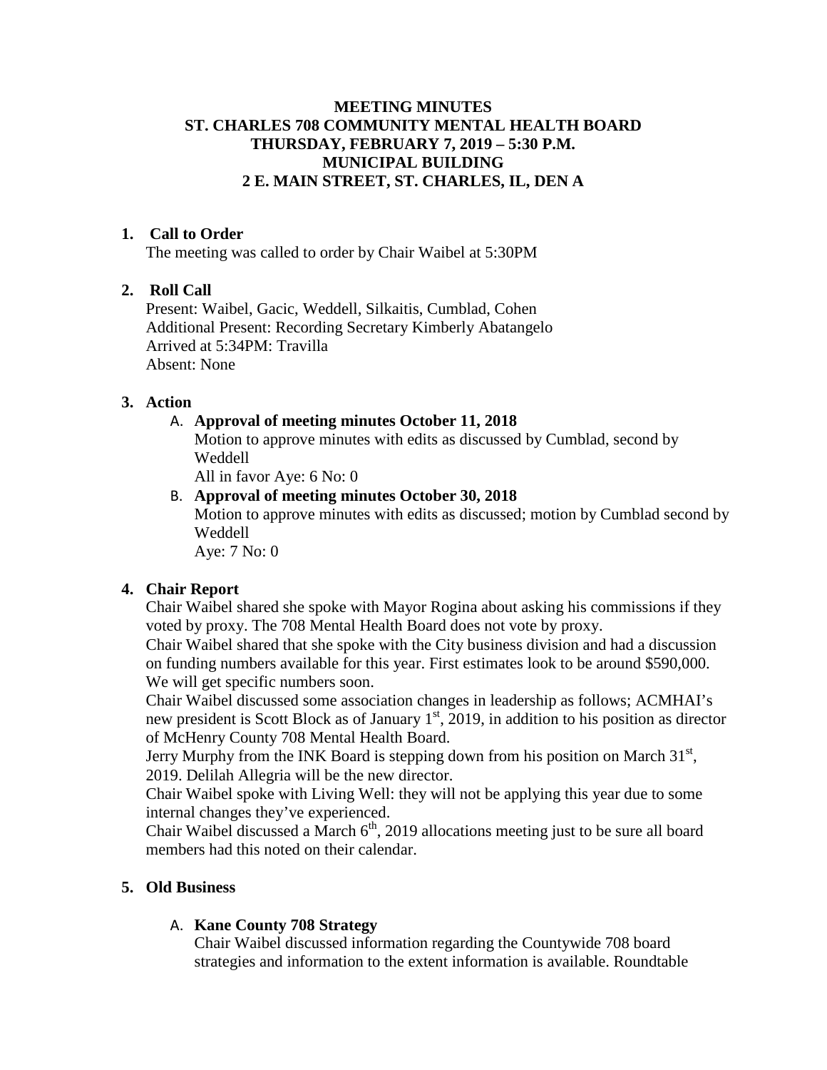# MEETING MINUTES
# ST. CHARLES 708 COMMUNITY MENTAL HEALTH BOARD
# THURSDAY, FEBRUARY 7, 2019 – 5:30 P.M.
# MUNICIPAL BUILDING
# 2 E. MAIN STREET, ST. CHARLES, IL, DEN A

**1. Call to Order**

The meeting was called to order by Chair Waibel at 5:30PM

**2. Roll Call**

Present: Waibel, Gacic, Weddell, Silkaitis, Cumblad, Cohen
Additional Present: Recording Secretary Kimberly Abatangelo
Arrived at 5:34PM: Travilla
Absent: None

**3. Action**

A. **Approval of meeting minutes October 11, 2018**
Motion to approve minutes with edits as discussed by Cumblad, second by Weddell
All in favor Aye: 6 No: 0

B. **Approval of meeting minutes October 30, 2018**
Motion to approve minutes with edits as discussed; motion by Cumblad second by Weddell
Aye: 7 No: 0

**4. Chair Report**

Chair Waibel shared she spoke with Mayor Rogina about asking his commissions if they voted by proxy. The 708 Mental Health Board does not vote by proxy.

Chair Waibel shared that she spoke with the City business division and had a discussion on funding numbers available for this year. First estimates look to be around $590,000. We will get specific numbers soon.

Chair Waibel discussed some association changes in leadership as follows; ACMHAI's new president is Scott Block as of January 1st, 2019, in addition to his position as director of McHenry County 708 Mental Health Board.

Jerry Murphy from the INK Board is stepping down from his position on March 31st, 2019. Delilah Allegria will be the new director.

Chair Waibel spoke with Living Well: they will not be applying this year due to some internal changes they've experienced.

Chair Waibel discussed a March 6th, 2019 allocations meeting just to be sure all board members had this noted on their calendar.

**5. Old Business**

A. **Kane County 708 Strategy**
Chair Waibel discussed information regarding the Countywide 708 board strategies and information to the extent information is available. Roundtable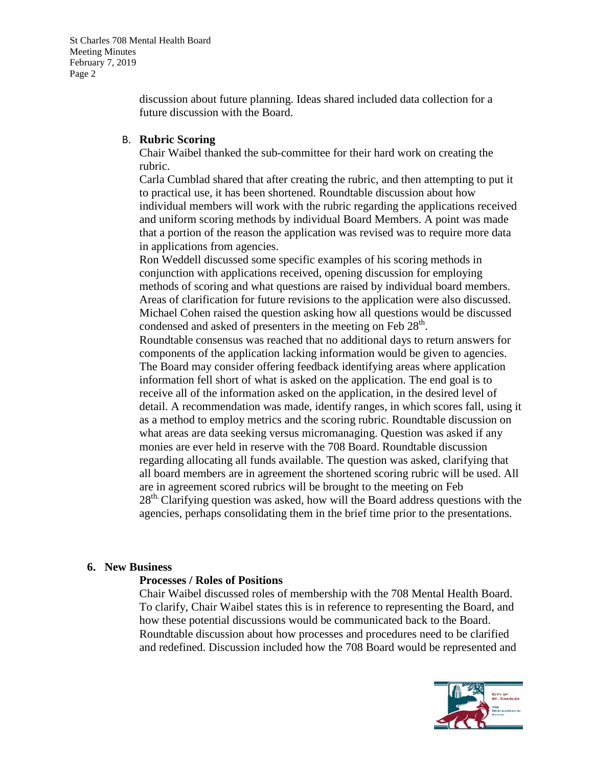discussion about future planning. Ideas shared included data collection for a future discussion with the Board.

B. **Rubric Scoring**

Chair Waibel thanked the sub-committee for their hard work on creating the rubric.

Carla Cumblad shared that after creating the rubric, and then attempting to put it to practical use, it has been shortened. Roundtable discussion about how individual members will work with the rubric regarding the applications received and uniform scoring methods by individual Board Members. A point was made that a portion of the reason the application was revised was to require more data in applications from agencies.

Ron Weddell discussed some specific examples of his scoring methods in conjunction with applications received, opening discussion for employing methods of scoring and what questions are raised by individual board members. Areas of clarification for future revisions to the application were also discussed. Michael Cohen raised the question asking how all questions would be discussed condensed and asked of presenters in the meeting on Feb 28th.

Roundtable consensus was reached that no additional days to return answers for components of the application lacking information would be given to agencies. The Board may consider offering feedback identifying areas where application information fell short of what is asked on the application. The end goal is to receive all of the information asked on the application, in the desired level of detail. A recommendation was made, identify ranges, in which scores fall, using it as a method to employ metrics and the scoring rubric. Roundtable discussion on what areas are data seeking versus micromanaging. Question was asked if any monies are ever held in reserve with the 708 Board. Roundtable discussion regarding allocating all funds available. The question was asked, clarifying that all board members are in agreement the shortened scoring rubric will be used. All are in agreement scored rubrics will be brought to the meeting on Feb 28th. Clarifying question was asked, how will the Board address questions with the agencies, perhaps consolidating them in the brief time prior to the presentations.

## 6. New Business

### Processes / Roles of Positions

Chair Waibel discussed roles of membership with the 708 Mental Health Board. To clarify, Chair Waibel states this is in reference to representing the Board, and how these potential discussions would be communicated back to the Board. Roundtable discussion about how processes and procedures need to be clarified and redefined. Discussion included how the 708 Board would be represented and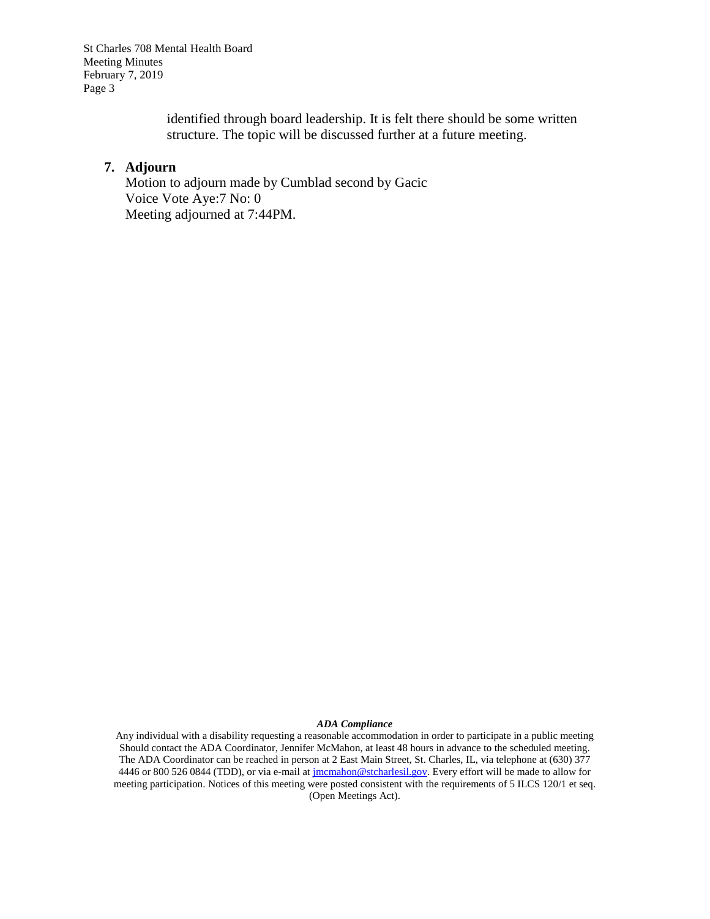identified through board leadership. It is felt there should be some written structure. The topic will be discussed further at a future meeting.

**7. Adjourn**

Motion to adjourn made by Cumblad second by Gacic
Voice Vote Aye:7 No: 0
Meeting adjourned at 7:44PM.

***ADA Compliance***

Any individual with a disability requesting a reasonable accommodation in order to participate in a public meeting Should contact the ADA Coordinator, Jennifer McMahon, at least 48 hours in advance to the scheduled meeting. The ADA Coordinator can be reached in person at 2 East Main Street, St. Charles, IL, via telephone at (630) 377 4446 or 800 526 0844 (TDD), or via e-mail at jmcmahon@stcharlesil.gov. Every effort will be made to allow for meeting participation. Notices of this meeting were posted consistent with the requirements of 5 ILCS 120/1 et seq. (Open Meetings Act).